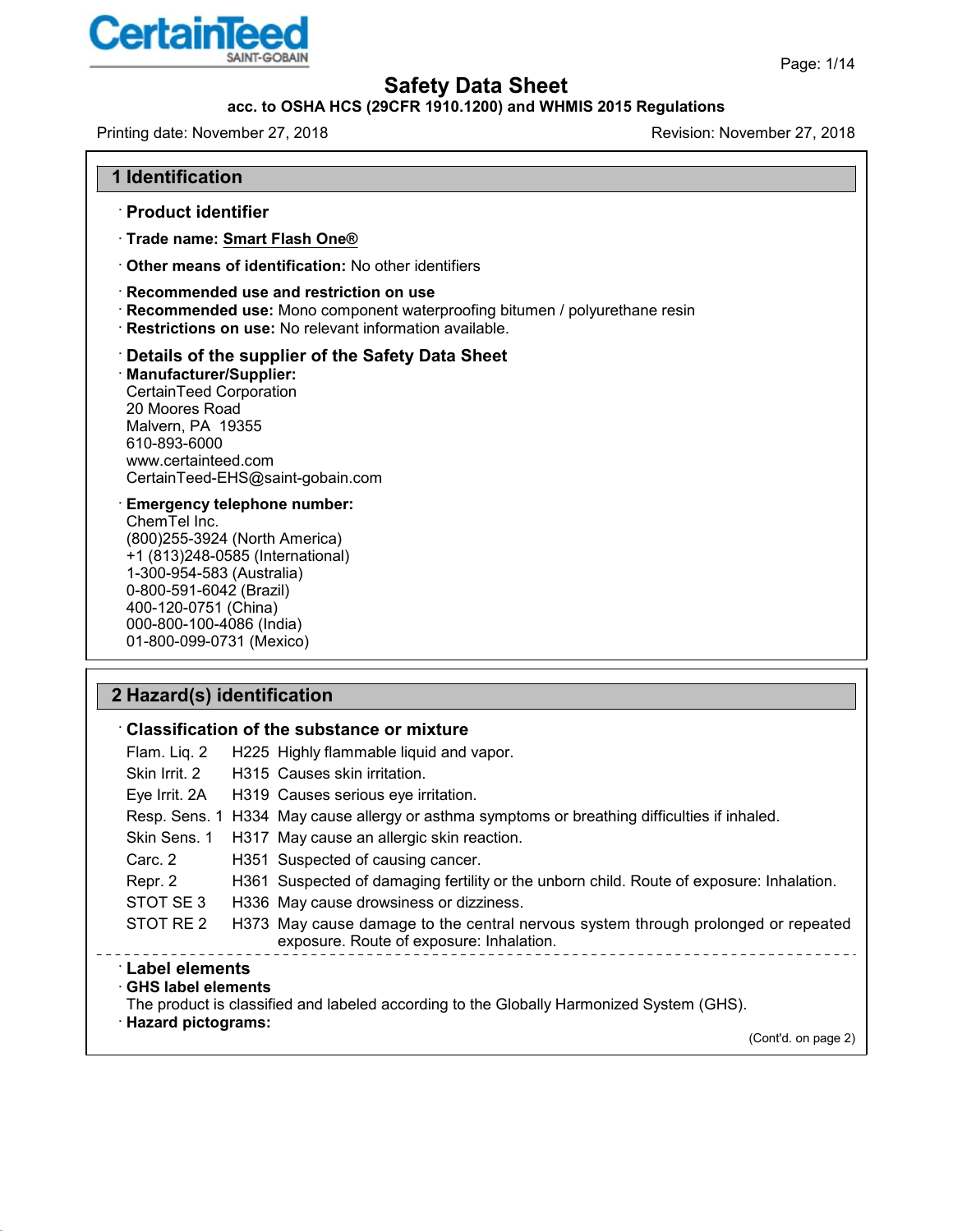# Safety Data Sheet

**acc. to OSHA HCS (29CFR 1910.1200) and WHMIS 2015 Regulations**

Printing date: November 27, 2018 Revision: November 27, 2018

## 1 Identification

· **Product identifier**

· **Trade name:** **Smart Flash One®**

· **Other means of identification:** No other identifiers

· **Recommended use and restriction on use**
· **Recommended use:** Mono component waterproofing bitumen / polyurethane resin
· **Restrictions on use:** No relevant information available.

· **Details of the supplier of the Safety Data Sheet**
· **Manufacturer/Supplier:**
CertainTeed Corporation
20 Moores Road
Malvern, PA 19355
610-893-6000
www.certainteed.com
CertainTeed-EHS@saint-gobain.com

· **Emergency telephone number:**
ChemTel Inc.
(800)255-3924 (North America)
+1 (813)248-0585 (International)
1-300-954-583 (Australia)
0-800-591-6042 (Brazil)
400-120-0751 (China)
000-800-100-4086 (India)
01-800-099-0731 (Mexico)

## 2 Hazard(s) identification

· **Classification of the substance or mixture**

| | | |
|---|---|---|
| Flam. Liq. 2 | H225 | Highly flammable liquid and vapor. |
| Skin Irrit. 2 | H315 | Causes skin irritation. |
| Eye Irrit. 2A | H319 | Causes serious eye irritation. |
| Resp. Sens. 1 | H334 | May cause allergy or asthma symptoms or breathing difficulties if inhaled. |
| Skin Sens. 1 | H317 | May cause an allergic skin reaction. |
| Carc. 2 | H351 | Suspected of causing cancer. |
| Repr. 2 | H361 | Suspected of damaging fertility or the unborn child. Route of exposure: Inhalation. |
| STOT SE 3 | H336 | May cause drowsiness or dizziness. |
| STOT RE 2 | H373 | May cause damage to the central nervous system through prolonged or repeated exposure. Route of exposure: Inhalation. |

· **Label elements**
· **GHS label elements**
The product is classified and labeled according to the Globally Harmonized System (GHS).
· **Hazard pictograms:**

(Cont'd. on page 2)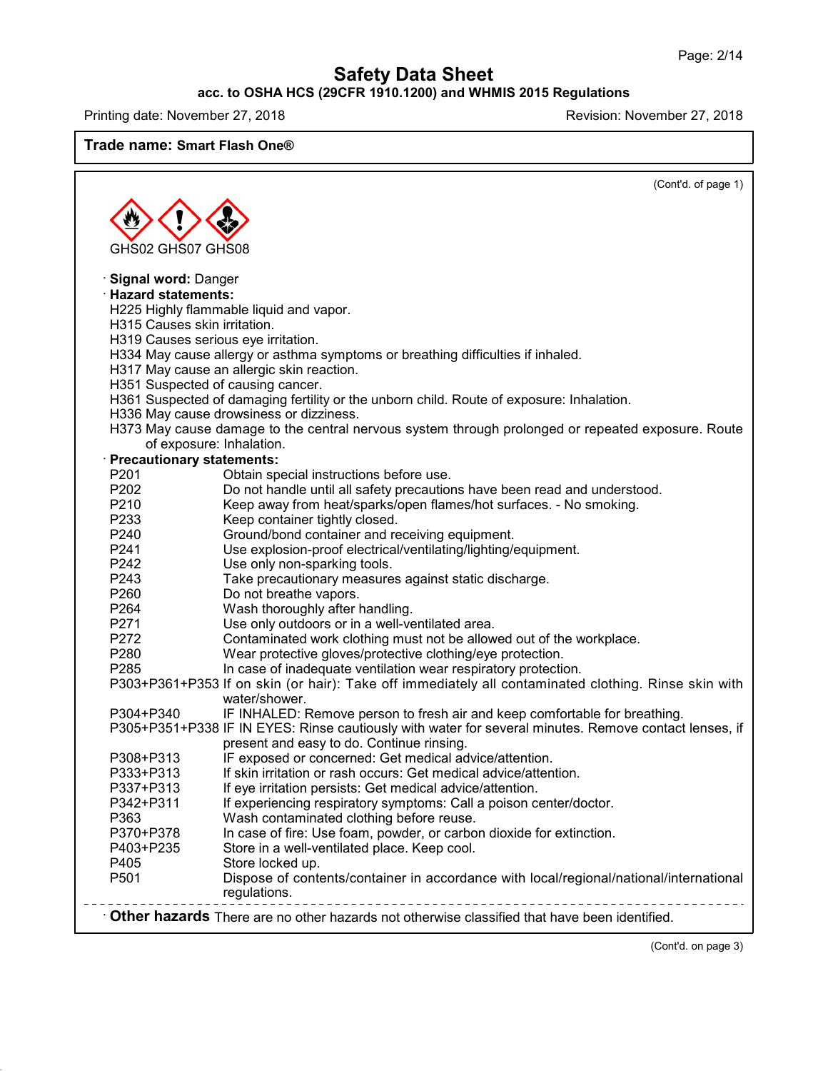Trade name: **Smart Flash One®**

(Cont'd. of page 1)

GHS02 GHS07 GHS08

· **Signal word:** Danger

· **Hazard statements:**

H225 Highly flammable liquid and vapor.
H315 Causes skin irritation.
H319 Causes serious eye irritation.
H334 May cause allergy or asthma symptoms or breathing difficulties if inhaled.
H317 May cause an allergic skin reaction.
H351 Suspected of causing cancer.
H361 Suspected of damaging fertility or the unborn child. Route of exposure: Inhalation.
H336 May cause drowsiness or dizziness.
H373 May cause damage to the central nervous system through prolonged or repeated exposure. Route of exposure: Inhalation.

· **Precautionary statements:**

| | |
|---|---|
| P201 | Obtain special instructions before use. |
| P202 | Do not handle until all safety precautions have been read and understood. |
| P210 | Keep away from heat/sparks/open flames/hot surfaces. - No smoking. |
| P233 | Keep container tightly closed. |
| P240 | Ground/bond container and receiving equipment. |
| P241 | Use explosion-proof electrical/ventilating/lighting/equipment. |
| P242 | Use only non-sparking tools. |
| P243 | Take precautionary measures against static discharge. |
| P260 | Do not breathe vapors. |
| P264 | Wash thoroughly after handling. |
| P271 | Use only outdoors or in a well-ventilated area. |
| P272 | Contaminated work clothing must not be allowed out of the workplace. |
| P280 | Wear protective gloves/protective clothing/eye protection. |
| P285 | In case of inadequate ventilation wear respiratory protection. |
| P303+P361+P353 | If on skin (or hair): Take off immediately all contaminated clothing. Rinse skin with water/shower. |
| P304+P340 | IF INHALED: Remove person to fresh air and keep comfortable for breathing. |
| P305+P351+P338 | IF IN EYES: Rinse cautiously with water for several minutes. Remove contact lenses, if present and easy to do. Continue rinsing. |
| P308+P313 | IF exposed or concerned: Get medical advice/attention. |
| P333+P313 | If skin irritation or rash occurs: Get medical advice/attention. |
| P337+P313 | If eye irritation persists: Get medical advice/attention. |
| P342+P311 | If experiencing respiratory symptoms: Call a poison center/doctor. |
| P363 | Wash contaminated clothing before reuse. |
| P370+P378 | In case of fire: Use foam, powder, or carbon dioxide for extinction. |
| P403+P235 | Store in a well-ventilated place. Keep cool. |
| P405 | Store locked up. |
| P501 | Dispose of contents/container in accordance with local/regional/national/international regulations. |

· **Other hazards** There are no other hazards not otherwise classified that have been identified.

(Cont'd. on page 3)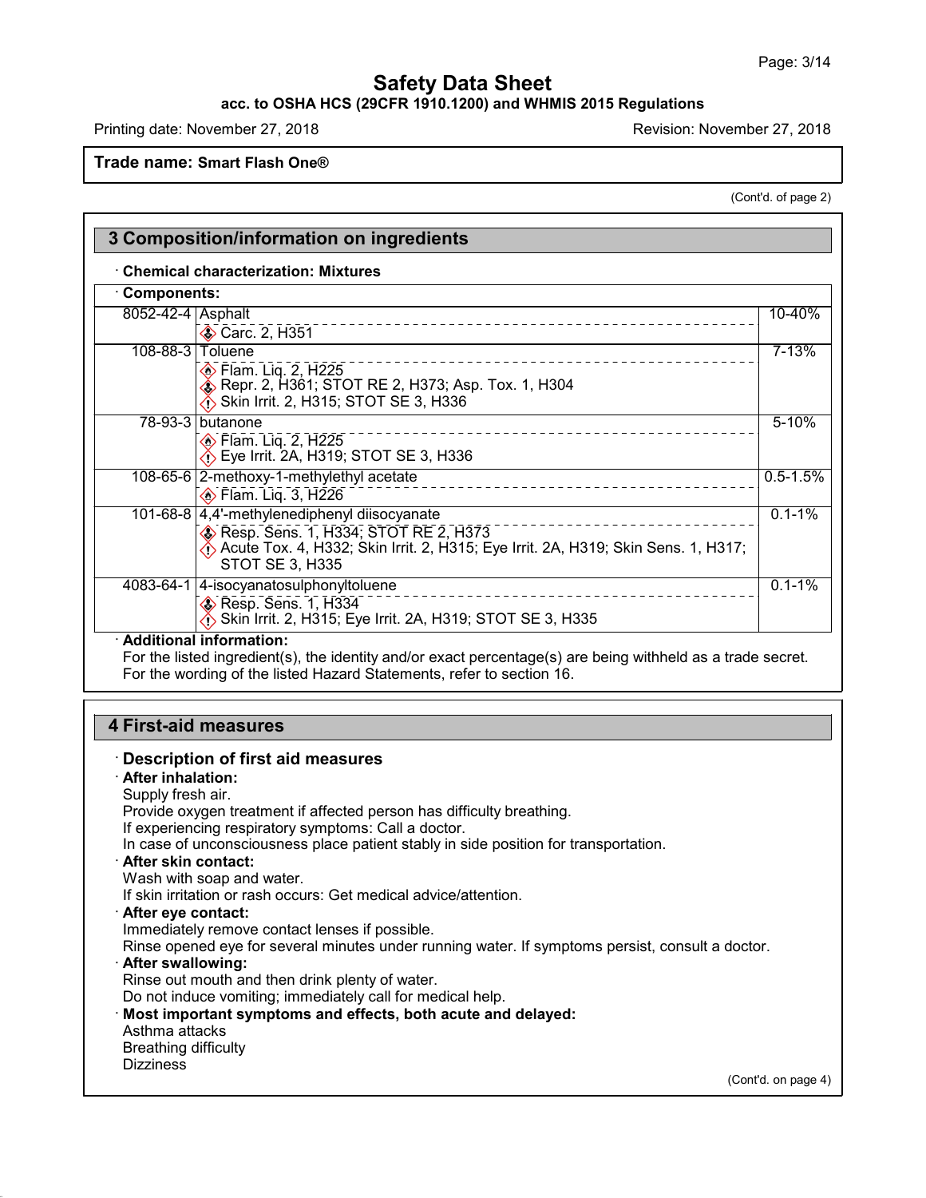**Safety Data Sheet**
**acc. to OSHA HCS (29CFR 1910.1200) and WHMIS 2015 Regulations**

Printing date: November 27, 2018 Revision: November 27, 2018

**Trade name: Smart Flash One®**

(Cont'd. of page 2)

## 3 Composition/information on ingredients

· **Chemical characterization: Mixtures**

· **Components:**

| CAS No. | Component | Percentage |
|---|---|---|
| 8052-42-4 | Asphalt<br>Carc. 2, H351 | 10-40% |
| 108-88-3 | Toluene<br>Flam. Liq. 2, H225<br>Repr. 2, H361; STOT RE 2, H373; Asp. Tox. 1, H304<br>Skin Irrit. 2, H315; STOT SE 3, H336 | 7-13% |
| 78-93-3 | butanone<br>Flam. Liq. 2, H225<br>Eye Irrit. 2A, H319; STOT SE 3, H336 | 5-10% |
| 108-65-6 | 2-methoxy-1-methylethyl acetate<br>Flam. Liq. 3, H226 | 0.5-1.5% |
| 101-68-8 | 4,4'-methylenediphenyl diisocyanate<br>Resp. Sens. 1, H334; STOT RE 2, H373<br>Acute Tox. 4, H332; Skin Irrit. 2, H315; Eye Irrit. 2A, H319; Skin Sens. 1, H317; STOT SE 3, H335 | 0.1-1% |
| 4083-64-1 | 4-isocyanatosulphonyltoluene<br>Resp. Sens. 1, H334<br>Skin Irrit. 2, H315; Eye Irrit. 2A, H319; STOT SE 3, H335 | 0.1-1% |

· **Additional information:**
For the listed ingredient(s), the identity and/or exact percentage(s) are being withheld as a trade secret.
For the wording of the listed Hazard Statements, refer to section 16.

## 4 First-aid measures

### · Description of first aid measures

· **After inhalation:**
Supply fresh air.
Provide oxygen treatment if affected person has difficulty breathing.
If experiencing respiratory symptoms: Call a doctor.
In case of unconsciousness place patient stably in side position for transportation.

· **After skin contact:**
Wash with soap and water.
If skin irritation or rash occurs: Get medical advice/attention.

· **After eye contact:**
Immediately remove contact lenses if possible.
Rinse opened eye for several minutes under running water. If symptoms persist, consult a doctor.

· **After swallowing:**
Rinse out mouth and then drink plenty of water.
Do not induce vomiting; immediately call for medical help.

· **Most important symptoms and effects, both acute and delayed:**
Asthma attacks
Breathing difficulty
Dizziness

(Cont'd. on page 4)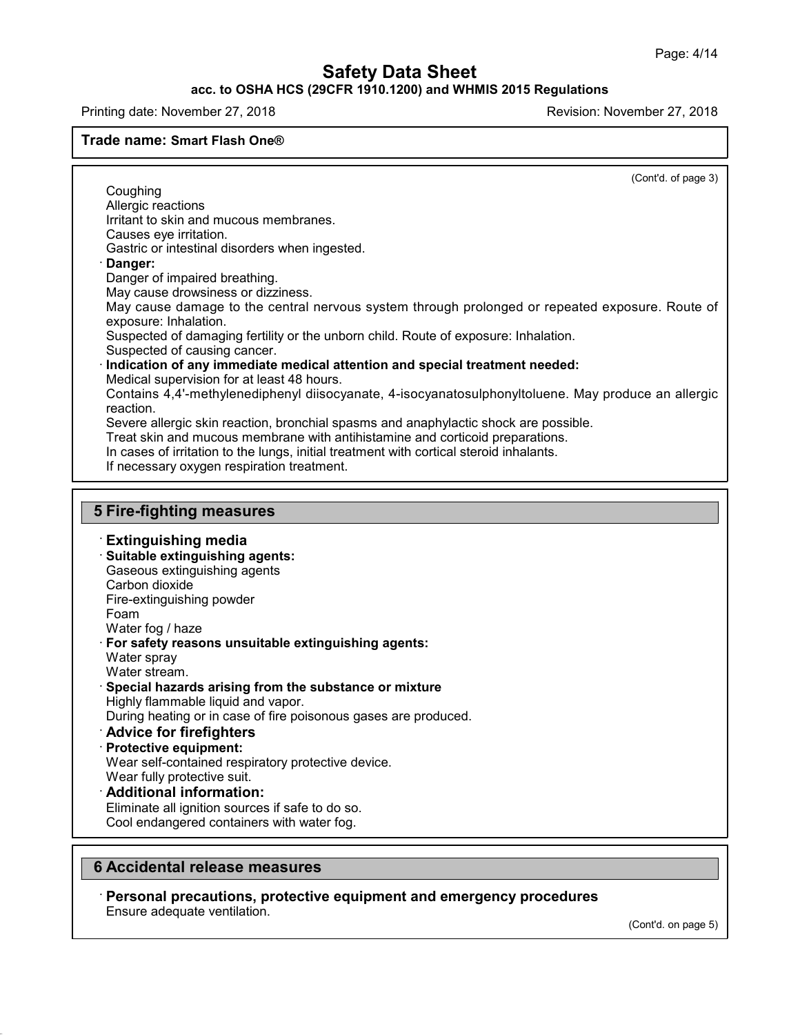(Cont'd. of page 3)

Coughing
Allergic reactions
Irritant to skin and mucous membranes.
Causes eye irritation.
Gastric or intestinal disorders when ingested.

· **Danger:**
Danger of impaired breathing.
May cause drowsiness or dizziness.
May cause damage to the central nervous system through prolonged or repeated exposure. Route of exposure: Inhalation.
Suspected of damaging fertility or the unborn child. Route of exposure: Inhalation.
Suspected of causing cancer.

· **Indication of any immediate medical attention and special treatment needed:**
Medical supervision for at least 48 hours.
Contains 4,4'-methylenediphenyl diisocyanate, 4-isocyanatosulphonyltoluene. May produce an allergic reaction.
Severe allergic skin reaction, bronchial spasms and anaphylactic shock are possible.
Treat skin and mucous membrane with antihistamine and corticoid preparations.
In cases of irritation to the lungs, initial treatment with cortical steroid inhalants.
If necessary oxygen respiration treatment.

## 5 Fire-fighting measures

### · Extinguishing media

· **Suitable extinguishing agents:**
Gaseous extinguishing agents
Carbon dioxide
Fire-extinguishing powder
Foam
Water fog / haze

· **For safety reasons unsuitable extinguishing agents:**
Water spray
Water stream.

· **Special hazards arising from the substance or mixture**
Highly flammable liquid and vapor.
During heating or in case of fire poisonous gases are produced.

### · Advice for firefighters

· **Protective equipment:**
Wear self-contained respiratory protective device.
Wear fully protective suit.

### · Additional information:

Eliminate all ignition sources if safe to do so.
Cool endangered containers with water fog.

## 6 Accidental release measures

### · Personal precautions, protective equipment and emergency procedures

Ensure adequate ventilation.

(Cont'd. on page 5)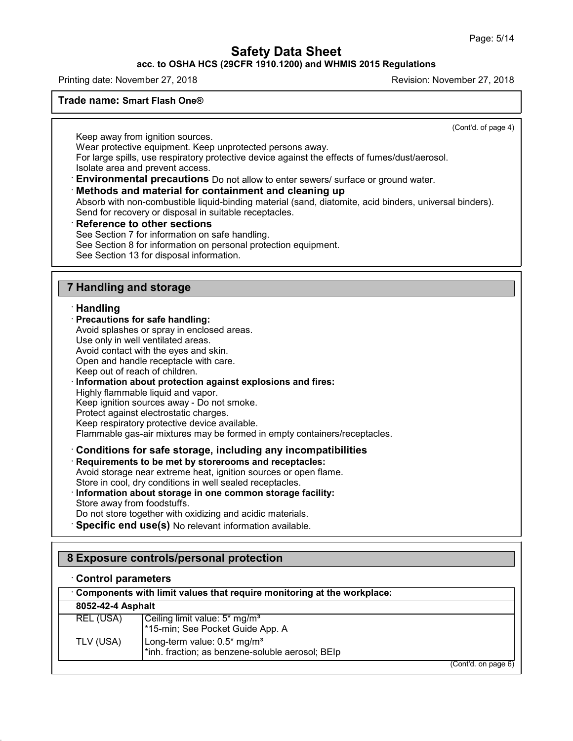(Cont'd. of page 4)

Keep away from ignition sources.
Wear protective equipment. Keep unprotected persons away.
For large spills, use respiratory protective device against the effects of fumes/dust/aerosol.
Isolate area and prevent access.

· **Environmental precautions** Do not allow to enter sewers/ surface or ground water.

· **Methods and material for containment and cleaning up**
Absorb with non-combustible liquid-binding material (sand, diatomite, acid binders, universal binders).
Send for recovery or disposal in suitable receptacles.

· **Reference to other sections**
See Section 7 for information on safe handling.
See Section 8 for information on personal protection equipment.
See Section 13 for disposal information.

## 7 Handling and storage

· **Handling**

· **Precautions for safe handling:**
Avoid splashes or spray in enclosed areas.
Use only in well ventilated areas.
Avoid contact with the eyes and skin.
Open and handle receptacle with care.
Keep out of reach of children.

· **Information about protection against explosions and fires:**
Highly flammable liquid and vapor.
Keep ignition sources away - Do not smoke.
Protect against electrostatic charges.
Keep respiratory protective device available.
Flammable gas-air mixtures may be formed in empty containers/receptacles.

· **Conditions for safe storage, including any incompatibilities**

· **Requirements to be met by storerooms and receptacles:**
Avoid storage near extreme heat, ignition sources or open flame.
Store in cool, dry conditions in well sealed receptacles.

· **Information about storage in one common storage facility:**
Store away from foodstuffs.
Do not store together with oxidizing and acidic materials.

· **Specific end use(s)** No relevant information available.

## 8 Exposure controls/personal protection

· **Control parameters**

· **Components with limit values that require monitoring at the workplace:**

| **8052-42-4 Asphalt** | |
|---|---|
| REL (USA) | Ceiling limit value: 5* mg/m³<br>*15-min; See Pocket Guide App. A |
| TLV (USA) | Long-term value: 0.5* mg/m³<br>*inh. fraction; as benzene-soluble aerosol; BEIp |

(Cont'd. on page 6)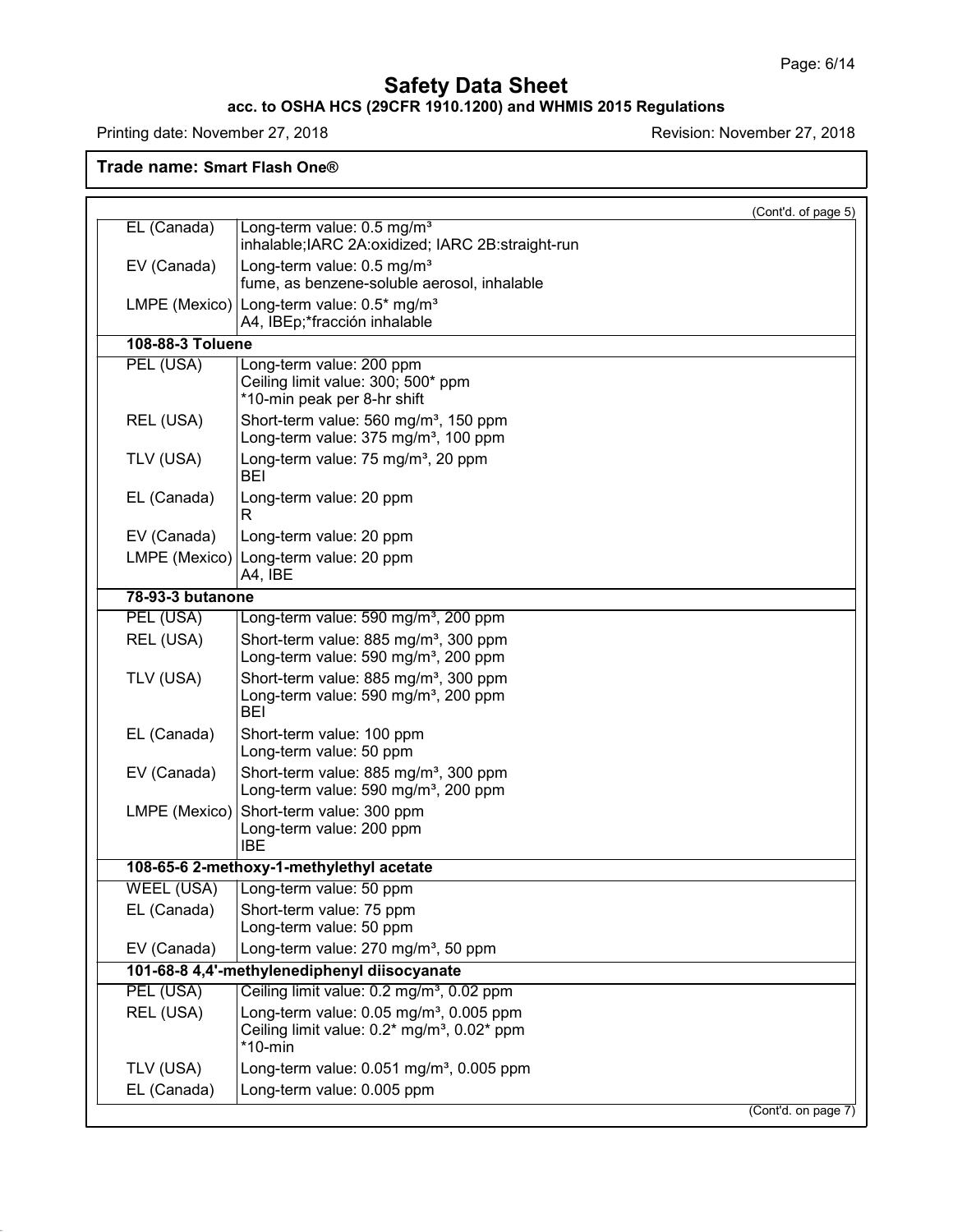**Trade name: Smart Flash One®**

(Cont'd. of page 5)

| | |
|---|---|
| EL (Canada) | Long-term value: 0.5 mg/m³<br>inhalable;IARC 2A:oxidized; IARC 2B:straight-run |
| EV (Canada) | Long-term value: 0.5 mg/m³<br>fume, as benzene-soluble aerosol, inhalable |
| LMPE (Mexico) | Long-term value: 0.5* mg/m³<br>A4, IBEp;*fracción inhalable |
| **108-88-3 Toluene** | |
| PEL (USA) | Long-term value: 200 ppm<br>Ceiling limit value: 300; 500* ppm<br>*10-min peak per 8-hr shift |
| REL (USA) | Short-term value: 560 mg/m³, 150 ppm<br>Long-term value: 375 mg/m³, 100 ppm |
| TLV (USA) | Long-term value: 75 mg/m³, 20 ppm<br>BEI |
| EL (Canada) | Long-term value: 20 ppm<br>R |
| EV (Canada) | Long-term value: 20 ppm |
| LMPE (Mexico) | Long-term value: 20 ppm<br>A4, IBE |
| **78-93-3 butanone** | |
| PEL (USA) | Long-term value: 590 mg/m³, 200 ppm |
| REL (USA) | Short-term value: 885 mg/m³, 300 ppm<br>Long-term value: 590 mg/m³, 200 ppm |
| TLV (USA) | Short-term value: 885 mg/m³, 300 ppm<br>Long-term value: 590 mg/m³, 200 ppm<br>BEI |
| EL (Canada) | Short-term value: 100 ppm<br>Long-term value: 50 ppm |
| EV (Canada) | Short-term value: 885 mg/m³, 300 ppm<br>Long-term value: 590 mg/m³, 200 ppm |
| LMPE (Mexico) | Short-term value: 300 ppm<br>Long-term value: 200 ppm<br>IBE |
| **108-65-6 2-methoxy-1-methylethyl acetate** | |
| WEEL (USA) | Long-term value: 50 ppm |
| EL (Canada) | Short-term value: 75 ppm<br>Long-term value: 50 ppm |
| EV (Canada) | Long-term value: 270 mg/m³, 50 ppm |
| **101-68-8 4,4'-methylenediphenyl diisocyanate** | |
| PEL (USA) | Ceiling limit value: 0.2 mg/m³, 0.02 ppm |
| REL (USA) | Long-term value: 0.05 mg/m³, 0.005 ppm<br>Ceiling limit value: 0.2* mg/m³, 0.02* ppm<br>*10-min |
| TLV (USA) | Long-term value: 0.051 mg/m³, 0.005 ppm |
| EL (Canada) | Long-term value: 0.005 ppm |

(Cont'd. on page 7)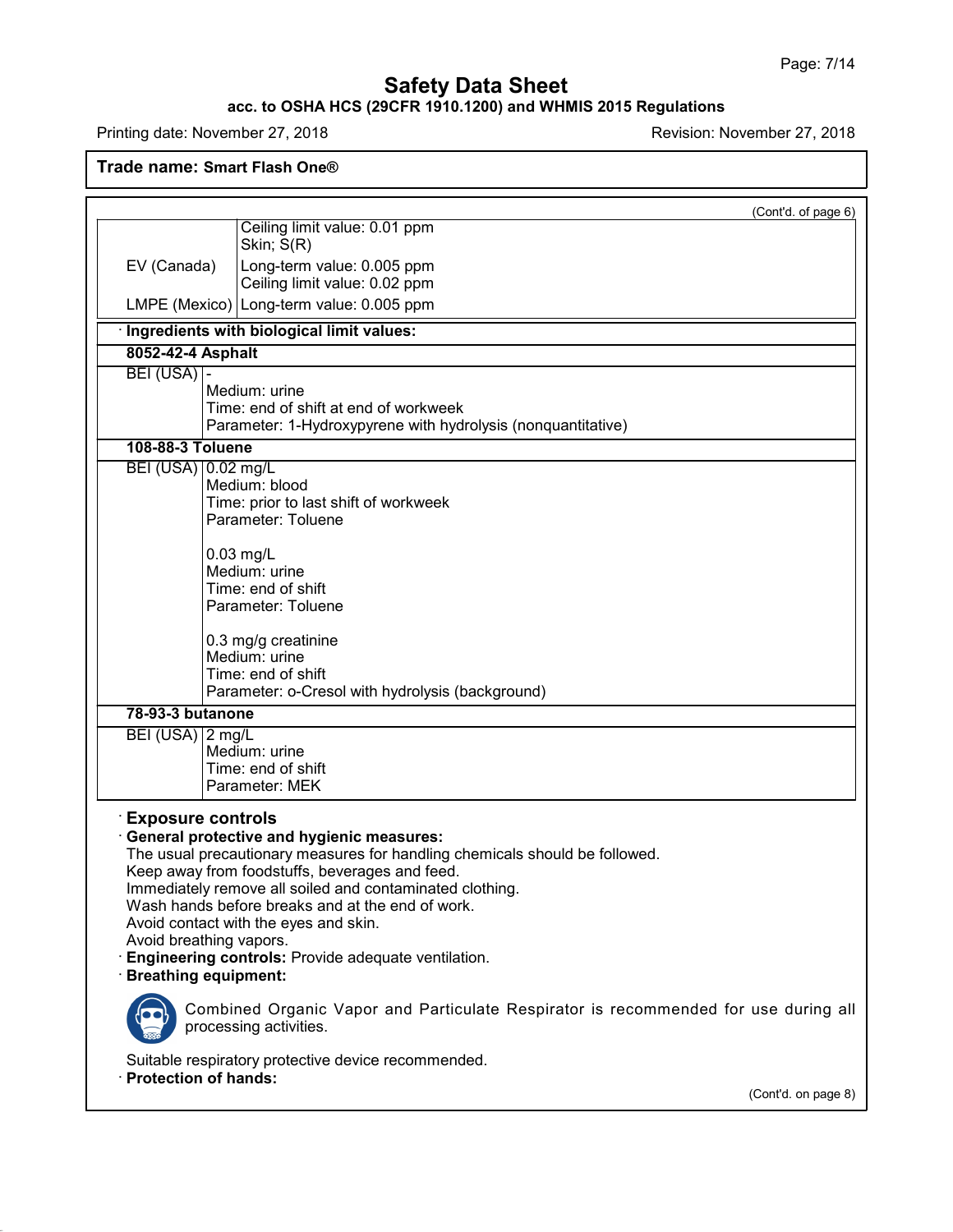Trade name: **Smart Flash One®**

(Cont'd. of page 6)

| | |
|---|---|
| | Ceiling limit value: 0.01 ppm<br>Skin; S(R) |
| EV (Canada) | Long-term value: 0.005 ppm<br>Ceiling limit value: 0.02 ppm |
| LMPE (Mexico) | Long-term value: 0.005 ppm |

· **Ingredients with biological limit values:**

| | |
|---|---|
| **8052-42-4 Asphalt** | |
| BEI (USA) | -<br>Medium: urine<br>Time: end of shift at end of workweek<br>Parameter: 1-Hydroxypyrene with hydrolysis (nonquantitative) |
| **108-88-3 Toluene** | |
| BEI (USA) | 0.02 mg/L<br>Medium: blood<br>Time: prior to last shift of workweek<br>Parameter: Toluene<br><br>0.03 mg/L<br>Medium: urine<br>Time: end of shift<br>Parameter: Toluene<br><br>0.3 mg/g creatinine<br>Medium: urine<br>Time: end of shift<br>Parameter: o-Cresol with hydrolysis (background) |
| **78-93-3 butanone** | |
| BEI (USA) | 2 mg/L<br>Medium: urine<br>Time: end of shift<br>Parameter: MEK |

· **Exposure controls**

· **General protective and hygienic measures:**

The usual precautionary measures for handling chemicals should be followed.
Keep away from foodstuffs, beverages and feed.
Immediately remove all soiled and contaminated clothing.
Wash hands before breaks and at the end of work.
Avoid contact with the eyes and skin.
Avoid breathing vapors.

· **Engineering controls:** Provide adequate ventilation.

· **Breathing equipment:**

Combined Organic Vapor and Particulate Respirator is recommended for use during all processing activities.

Suitable respiratory protective device recommended.

· **Protection of hands:**

(Cont'd. on page 8)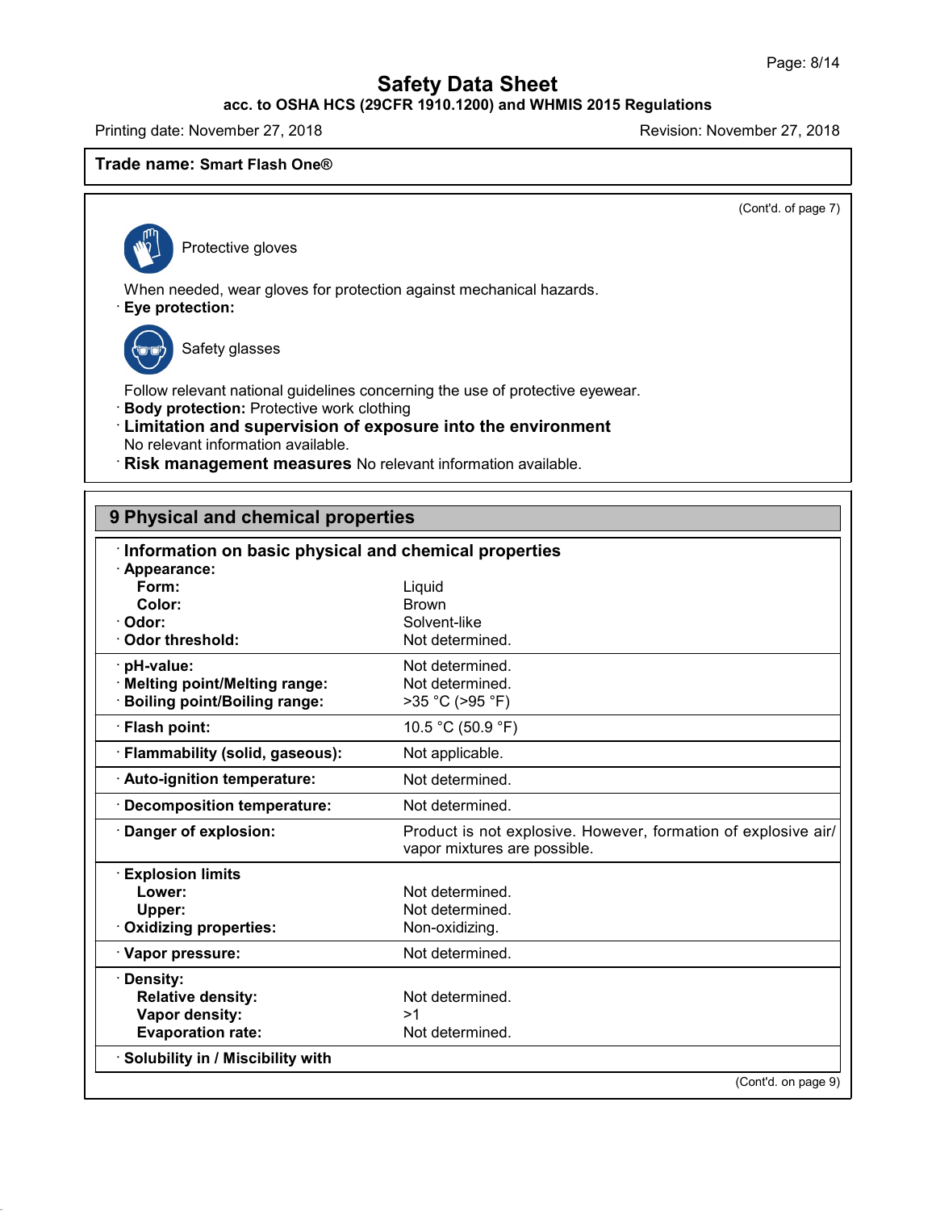Trade name: **Smart Flash One®**

(Cont'd. of page 7)

Protective gloves

When needed, wear gloves for protection against mechanical hazards.

· **Eye protection:**

Safety glasses

Follow relevant national guidelines concerning the use of protective eyewear.

· **Body protection:** Protective work clothing

· **Limitation and supervision of exposure into the environment**
No relevant information available.

· **Risk management measures** No relevant information available.

## 9 Physical and chemical properties

| · **Information on basic physical and chemical properties** | |
|---|---|
| · **Appearance:** | |
| **Form:** | Liquid |
| **Color:** | Brown |
| · **Odor:** | Solvent-like |
| · **Odor threshold:** | Not determined. |
| · **pH-value:** | Not determined. |
| · **Melting point/Melting range:** | Not determined. |
| · **Boiling point/Boiling range:** | >35 °C (>95 °F) |
| · **Flash point:** | 10.5 °C (50.9 °F) |
| · **Flammability (solid, gaseous):** | Not applicable. |
| · **Auto-ignition temperature:** | Not determined. |
| · **Decomposition temperature:** | Not determined. |
| · **Danger of explosion:** | Product is not explosive. However, formation of explosive air/ vapor mixtures are possible. |
| · **Explosion limits** | |
| **Lower:** | Not determined. |
| **Upper:** | Not determined. |
| · **Oxidizing properties:** | Non-oxidizing. |
| · **Vapor pressure:** | Not determined. |
| · **Density:** | |
| **Relative density:** | Not determined. |
| **Vapor density:** | >1 |
| **Evaporation rate:** | Not determined. |
| · **Solubility in / Miscibility with** | |

(Cont'd. on page 9)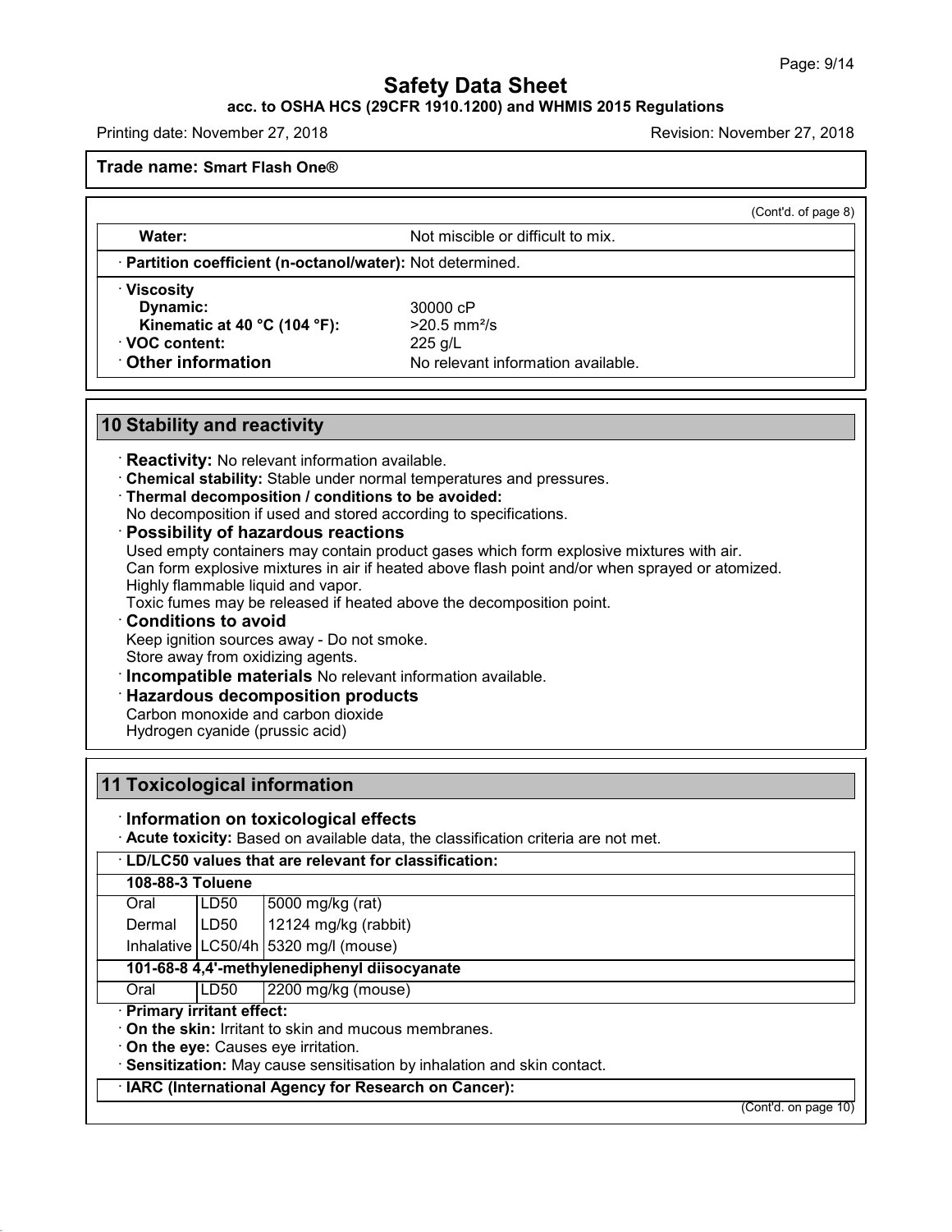**Trade name: Smart Flash One®**

(Cont'd. of page 8)

| | |
|---|---|
| **Water:** | Not miscible or difficult to mix. |
| · **Partition coefficient (n-octanol/water):** Not determined. | |

· **Viscosity**
**Dynamic:** 30000 cP
**Kinematic at 40 °C (104 °F):** >20.5 $mm^2/s$
· **VOC content:** 225 g/L
· **Other information** No relevant information available.

## 10 Stability and reactivity

· **Reactivity:** No relevant information available.
· **Chemical stability:** Stable under normal temperatures and pressures.
· **Thermal decomposition / conditions to be avoided:**
No decomposition if used and stored according to specifications.
· **Possibility of hazardous reactions**
Used empty containers may contain product gases which form explosive mixtures with air.
Can form explosive mixtures in air if heated above flash point and/or when sprayed or atomized.
Highly flammable liquid and vapor.
Toxic fumes may be released if heated above the decomposition point.
· **Conditions to avoid**
Keep ignition sources away - Do not smoke.
Store away from oxidizing agents.
· **Incompatible materials** No relevant information available.
· **Hazardous decomposition products**
Carbon monoxide and carbon dioxide
Hydrogen cyanide (prussic acid)

## 11 Toxicological information

· **Information on toxicological effects**
· **Acute toxicity:** Based on available data, the classification criteria are not met.

| · **LD/LC50 values that are relevant for classification:** | | |
|---|---|---|
| **108-88-3 Toluene** | | |
| Oral | LD50 | 5000 mg/kg (rat) |
| Dermal | LD50 | 12124 mg/kg (rabbit) |
| Inhalative | LC50/4h | 5320 mg/l (mouse) |
| **101-68-8 4,4'-methylenediphenyl diisocyanate** | | |
| Oral | LD50 | 2200 mg/kg (mouse) |

· **Primary irritant effect:**
· **On the skin:** Irritant to skin and mucous membranes.
· **On the eye:** Causes eye irritation.
· **Sensitization:** May cause sensitisation by inhalation and skin contact.
· **IARC (International Agency for Research on Cancer):**

(Cont'd. on page 10)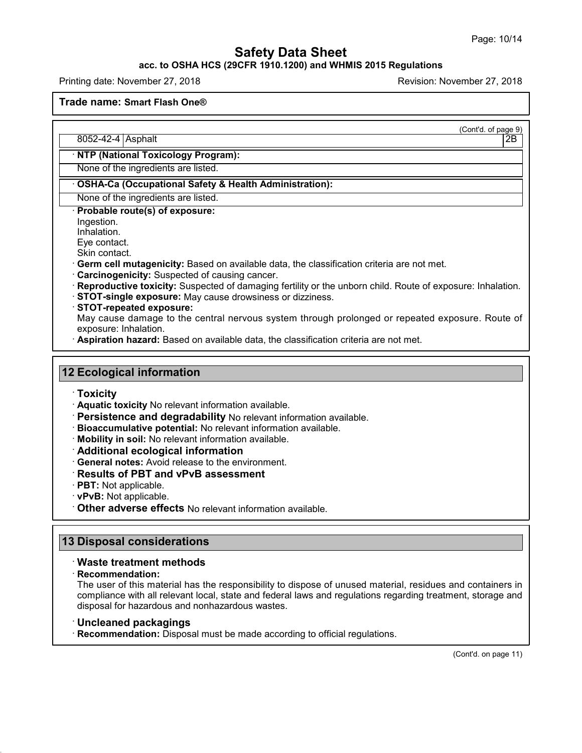**Trade name: Smart Flash One®**

(Cont'd. of page 9)

| | | |
|---|---|---|
| 8052-42-4 | Asphalt | 2B |

· **NTP (National Toxicology Program):**

None of the ingredients are listed.

· **OSHA-Ca (Occupational Safety & Health Administration):**

None of the ingredients are listed.

· **Probable route(s) of exposure:**
Ingestion.
Inhalation.
Eye contact.
Skin contact.

· **Germ cell mutagenicity:** Based on available data, the classification criteria are not met.
· **Carcinogenicity:** Suspected of causing cancer.
· **Reproductive toxicity:** Suspected of damaging fertility or the unborn child. Route of exposure: Inhalation.
· **STOT-single exposure:** May cause drowsiness or dizziness.
· **STOT-repeated exposure:**
May cause damage to the central nervous system through prolonged or repeated exposure. Route of exposure: Inhalation.
· **Aspiration hazard:** Based on available data, the classification criteria are not met.

## 12 Ecological information

· **Toxicity**
· **Aquatic toxicity** No relevant information available.
· **Persistence and degradability** No relevant information available.
· **Bioaccumulative potential:** No relevant information available.
· **Mobility in soil:** No relevant information available.
· **Additional ecological information**
· **General notes:** Avoid release to the environment.
· **Results of PBT and vPvB assessment**
· **PBT:** Not applicable.
· **vPvB:** Not applicable.
· **Other adverse effects** No relevant information available.

## 13 Disposal considerations

· **Waste treatment methods**
· **Recommendation:**
The user of this material has the responsibility to dispose of unused material, residues and containers in compliance with all relevant local, state and federal laws and regulations regarding treatment, storage and disposal for hazardous and nonhazardous wastes.

· **Uncleaned packagings**
· **Recommendation:** Disposal must be made according to official regulations.

(Cont'd. on page 11)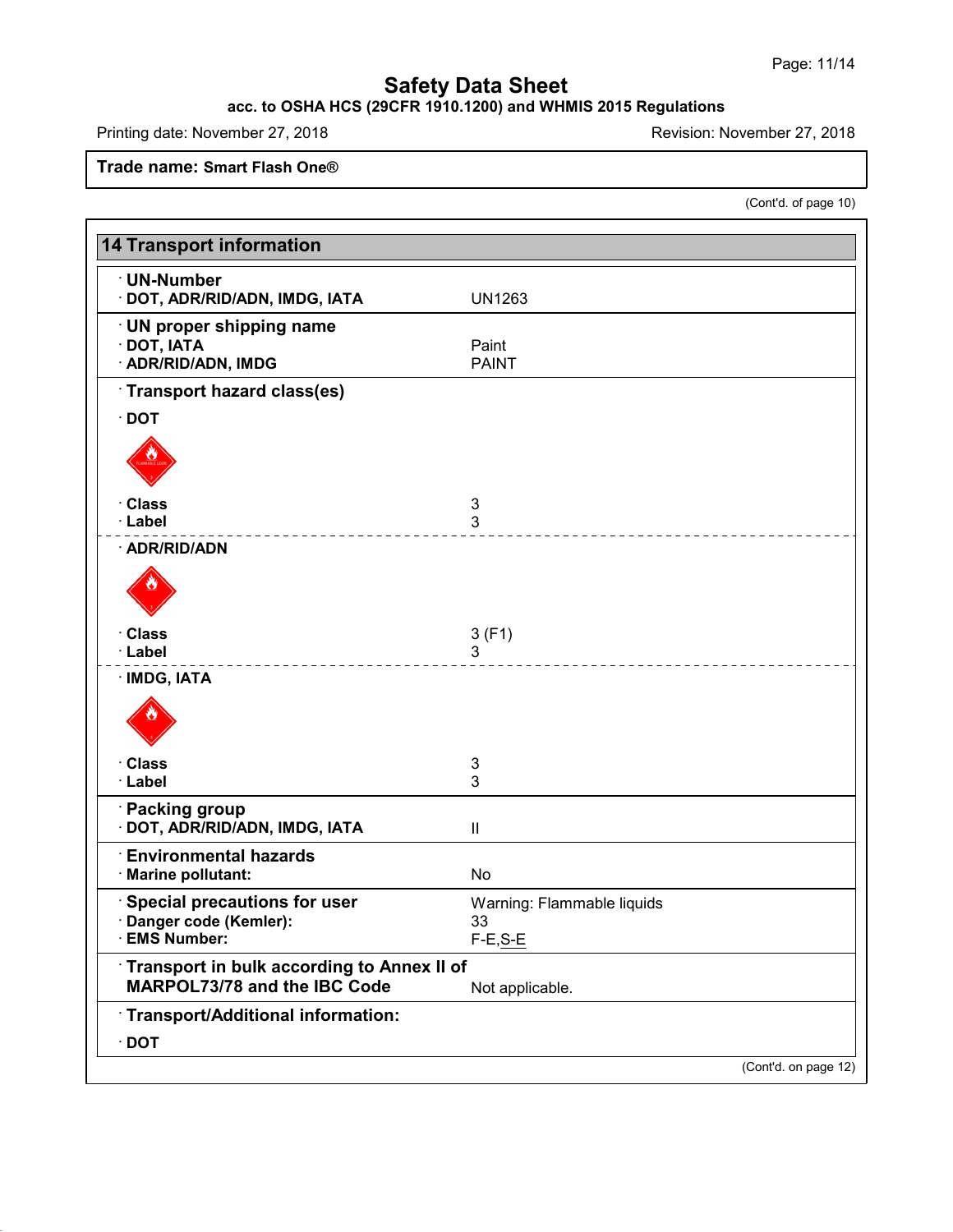**Safety Data Sheet**

**acc. to OSHA HCS (29CFR 1910.1200) and WHMIS 2015 Regulations**

Printing date: November 27, 2018 Revision: November 27, 2018

**Trade name: Smart Flash One®**

(Cont'd. of page 10)

## 14 Transport information

**· UN-Number**

| | |
|---|---|
| **· DOT, ADR/RID/ADN, IMDG, IATA** | UN1263 |

**· UN proper shipping name**

| | |
|---|---|
| **· DOT, IATA** | Paint |
| **· ADR/RID/ADN, IMDG** | PAINT |

**· Transport hazard class(es)**

**· DOT**

| | |
|---|---|
| **· Class** | 3 |
| **· Label** | 3 |

**· ADR/RID/ADN**

| | |
|---|---|
| **· Class** | 3 (F1) |
| **· Label** | 3 |

**· IMDG, IATA**

| | |
|---|---|
| **· Class** | 3 |
| **· Label** | 3 |

**· Packing group**

| | |
|---|---|
| **· DOT, ADR/RID/ADN, IMDG, IATA** | II |

**· Environmental hazards**

| | |
|---|---|
| **· Marine pollutant:** | No |

| | |
|---|---|
| **· Special precautions for user** | Warning: Flammable liquids |
| **· Danger code (Kemler):** | 33 |
| **· EMS Number:** | F-E,S-E |

| | |
|---|---|
| **· Transport in bulk according to Annex II of MARPOL73/78 and the IBC Code** | Not applicable. |

**· Transport/Additional information:**

**· DOT**

(Cont'd. on page 12)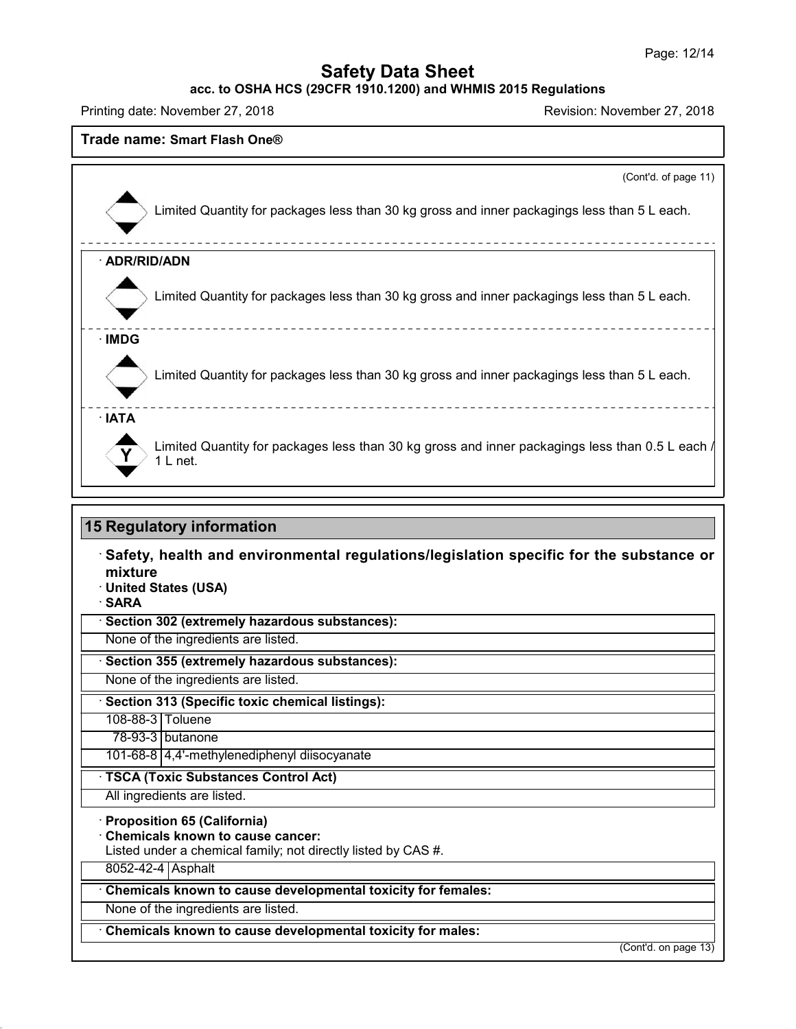**Safety Data Sheet**

**acc. to OSHA HCS (29CFR 1910.1200) and WHMIS 2015 Regulations**

Printing date: November 27, 2018 Revision: November 27, 2018

**Trade name: Smart Flash One®**

(Cont'd. of page 11)

Limited Quantity for packages less than 30 kg gross and inner packagings less than 5 L each.

· **ADR/RID/ADN**

Limited Quantity for packages less than 30 kg gross and inner packagings less than 5 L each.

· **IMDG**

Limited Quantity for packages less than 30 kg gross and inner packagings less than 5 L each.

· **IATA**

Y

Limited Quantity for packages less than 30 kg gross and inner packagings less than 0.5 L each / 1 L net.

## 15 Regulatory information

· **Safety, health and environmental regulations/legislation specific for the substance or mixture**

· **United States (USA)**

· **SARA**

· **Section 302 (extremely hazardous substances):**

None of the ingredients are listed.

· **Section 355 (extremely hazardous substances):**

None of the ingredients are listed.

· **Section 313 (Specific toxic chemical listings):**

| | |
|---|---|
| 108-88-3 | Toluene |
| 78-93-3 | butanone |
| 101-68-8 | 4,4'-methylenediphenyl diisocyanate |

· **TSCA (Toxic Substances Control Act)**

All ingredients are listed.

· **Proposition 65 (California)**

· **Chemicals known to cause cancer:**

Listed under a chemical family; not directly listed by CAS #.

| | |
|---|---|
| 8052-42-4 | Asphalt |

· **Chemicals known to cause developmental toxicity for females:**

None of the ingredients are listed.

· **Chemicals known to cause developmental toxicity for males:**

(Cont'd. on page 13)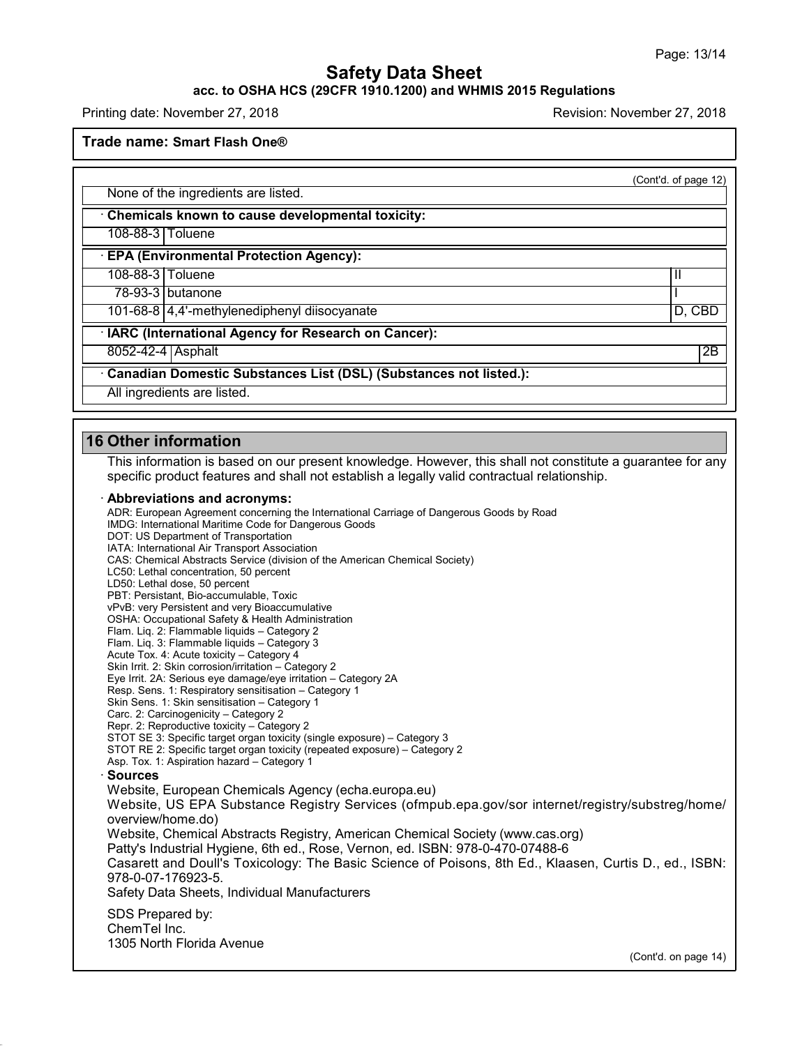**Trade name: Smart Flash One®**

(Cont'd. of page 12)

None of the ingredients are listed.

· **Chemicals known to cause developmental toxicity:**

| | |
|---|---|
| 108-88-3 | Toluene |

· **EPA (Environmental Protection Agency):**

| | | |
|---|---|---|
| 108-88-3 | Toluene | II |
| 78-93-3 | butanone | I |
| 101-68-8 | 4,4'-methylenediphenyl diisocyanate | D, CBD |

· **IARC (International Agency for Research on Cancer):**

| | | |
|---|---|---|
| 8052-42-4 | Asphalt | 2B |

· **Canadian Domestic Substances List (DSL) (Substances not listed.):**

All ingredients are listed.

## 16 Other information

This information is based on our present knowledge. However, this shall not constitute a guarantee for any specific product features and shall not establish a legally valid contractual relationship.

· **Abbreviations and acronyms:**

ADR: European Agreement concerning the International Carriage of Dangerous Goods by Road
IMDG: International Maritime Code for Dangerous Goods
DOT: US Department of Transportation
IATA: International Air Transport Association
CAS: Chemical Abstracts Service (division of the American Chemical Society)
LC50: Lethal concentration, 50 percent
LD50: Lethal dose, 50 percent
PBT: Persistant, Bio-accumulable, Toxic
vPvB: very Persistent and very Bioaccumulative
OSHA: Occupational Safety & Health Administration
Flam. Liq. 2: Flammable liquids – Category 2
Flam. Liq. 3: Flammable liquids – Category 3
Acute Tox. 4: Acute toxicity – Category 4
Skin Irrit. 2: Skin corrosion/irritation – Category 2
Eye Irrit. 2A: Serious eye damage/eye irritation – Category 2A
Resp. Sens. 1: Respiratory sensitisation – Category 1
Skin Sens. 1: Skin sensitisation – Category 1
Carc. 2: Carcinogenicity – Category 2
Repr. 2: Reproductive toxicity – Category 2
STOT SE 3: Specific target organ toxicity (single exposure) – Category 3
STOT RE 2: Specific target organ toxicity (repeated exposure) – Category 2
Asp. Tox. 1: Aspiration hazard – Category 1

· **Sources**

Website, European Chemicals Agency (echa.europa.eu)
Website, US EPA Substance Registry Services (ofmpub.epa.gov/sor internet/registry/substreg/home/overview/home.do)
Website, Chemical Abstracts Registry, American Chemical Society (www.cas.org)
Patty's Industrial Hygiene, 6th ed., Rose, Vernon, ed. ISBN: 978-0-470-07488-6
Casarett and Doull's Toxicology: The Basic Science of Poisons, 8th Ed., Klaasen, Curtis D., ed., ISBN: 978-0-07-176923-5.
Safety Data Sheets, Individual Manufacturers

SDS Prepared by:
ChemTel Inc.
1305 North Florida Avenue

(Cont'd. on page 14)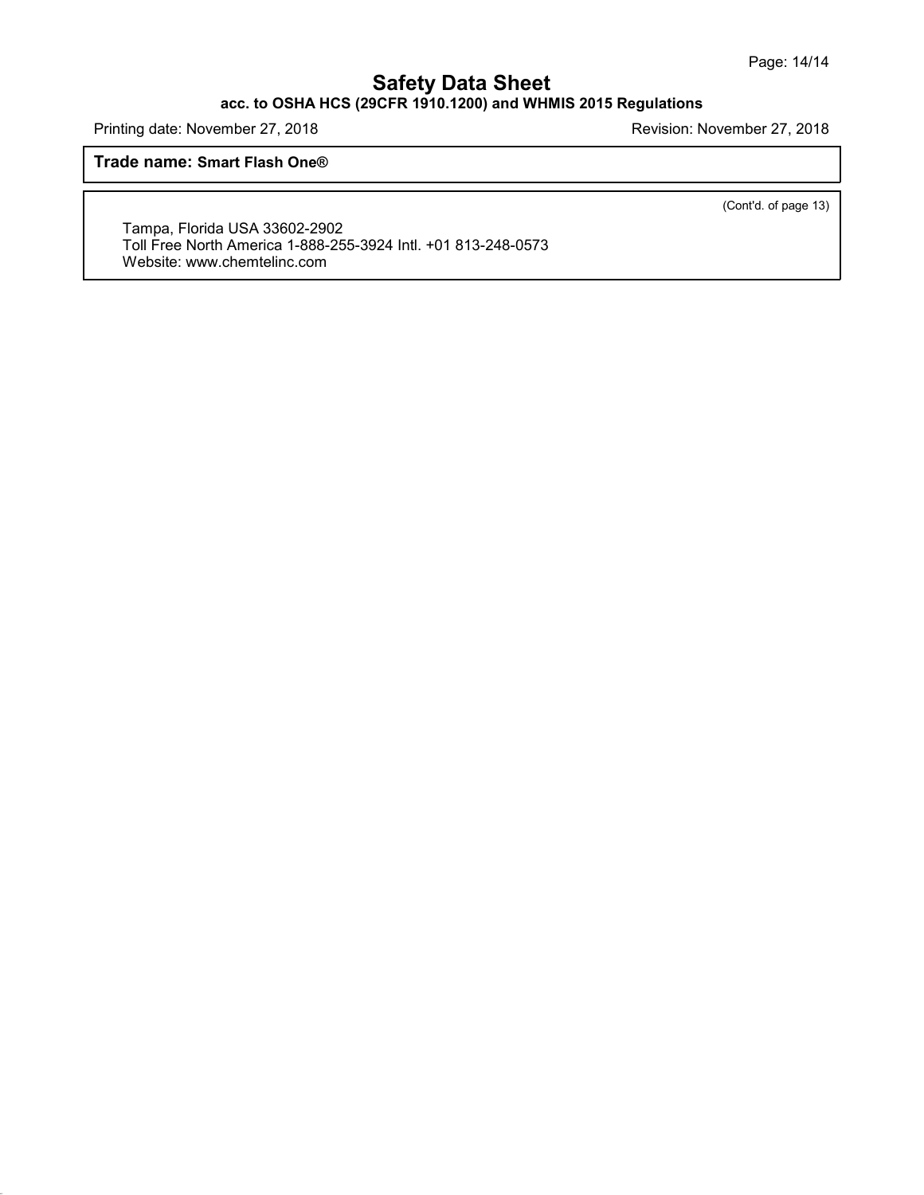Tampa, Florida USA 33602-2902
Toll Free North America 1-888-255-3924 Intl. +01 813-248-0573
Website: www.chemtelinc.com